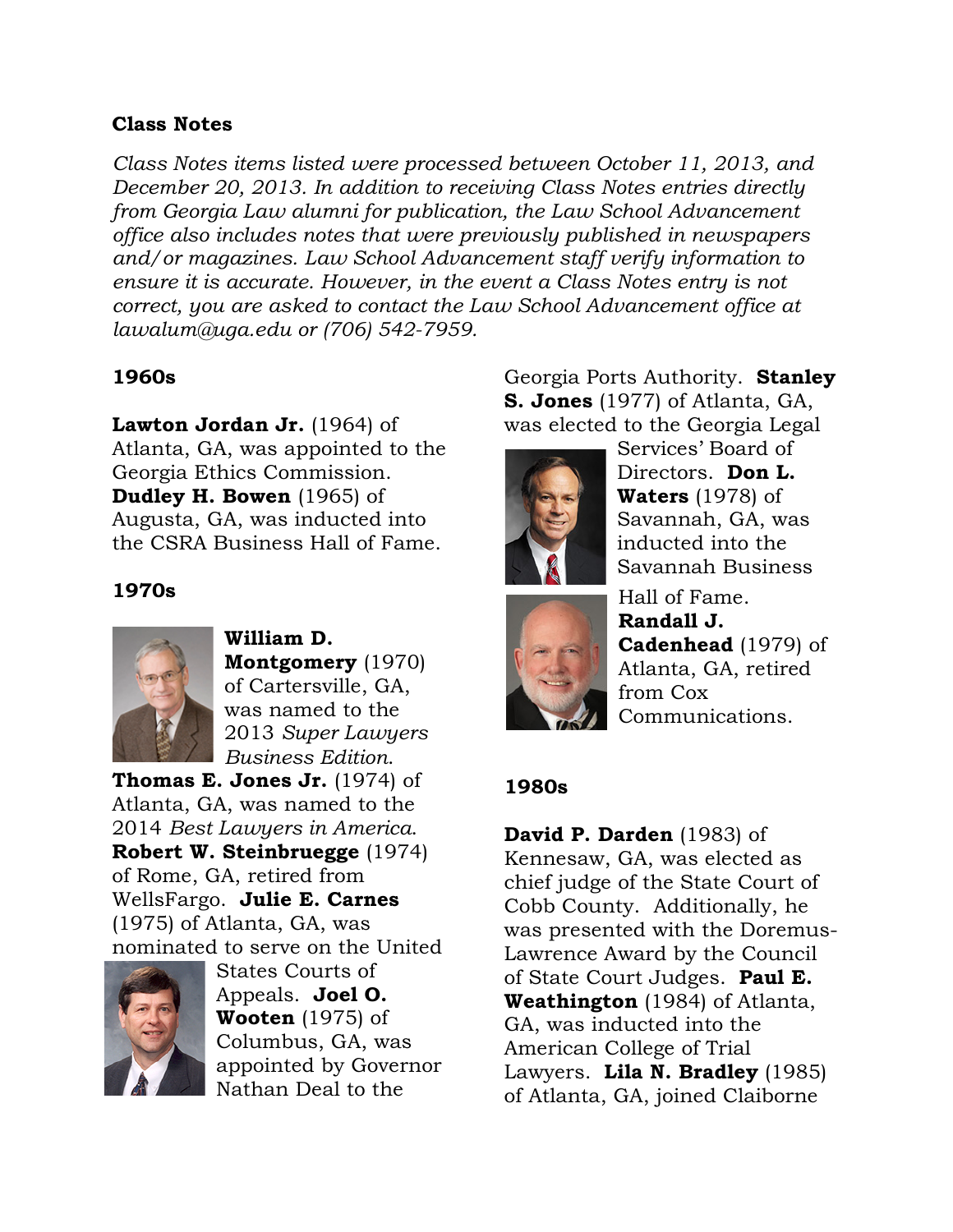**Class Notes**

*Class Notes items listed were processed between October 11, 2013, and December 20, 2013. In addition to receiving Class Notes entries directly from Georgia Law alumni for publication, the Law School Advancement office also includes notes that were previously published in newspapers and/or magazines. Law School Advancement staff verify information to ensure it is accurate. However, in the event a Class Notes entry is not correct, you are asked to contact the Law School Advancement office at lawalum@uga.edu or (706) 542-7959.*

**1960s**

**Lawton Jordan Jr.** (1964) of Atlanta, GA, was appointed to the Georgia Ethics Commission. **Dudley H. Bowen** (1965) of Augusta, GA, was inducted into the CSRA Business Hall of Fame.

**1970s**

**William D. Montgomery** (1970) of Cartersville, GA, was named to the 2013 *Super Lawyers Business Edition*. **Thomas E. Jones Jr.** (1974) of Atlanta, GA, was named to the 2014 *Best Lawyers in America*. **Robert W. Steinbruegge** (1974) of Rome, GA, retired from WellsFargo. **Julie E. Carnes** (1975) of Atlanta, GA, was nominated to serve on the United States Courts of Appeals. **Joel O. Wooten** (1975) of Columbus, GA, was appointed by Governor Nathan Deal to the Georgia Ports Authority. **Stanley S. Jones** (1977) of Atlanta, GA, was elected to the Georgia Legal Services' Board of Directors. **Don L. Waters** (1978) of Savannah, GA, was inducted into the Savannah Business Hall of Fame. **Randall J. Cadenhead** (1979) of Atlanta, GA, retired from Cox Communications.

**1980s**

**David P. Darden** (1983) of Kennesaw, GA, was elected as chief judge of the State Court of Cobb County. Additionally, he was presented with the Doremus-Lawrence Award by the Council of State Court Judges. **Paul E. Weathington** (1984) of Atlanta, GA, was inducted into the American College of Trial Lawyers. **Lila N. Bradley** (1985) of Atlanta, GA, joined Claiborne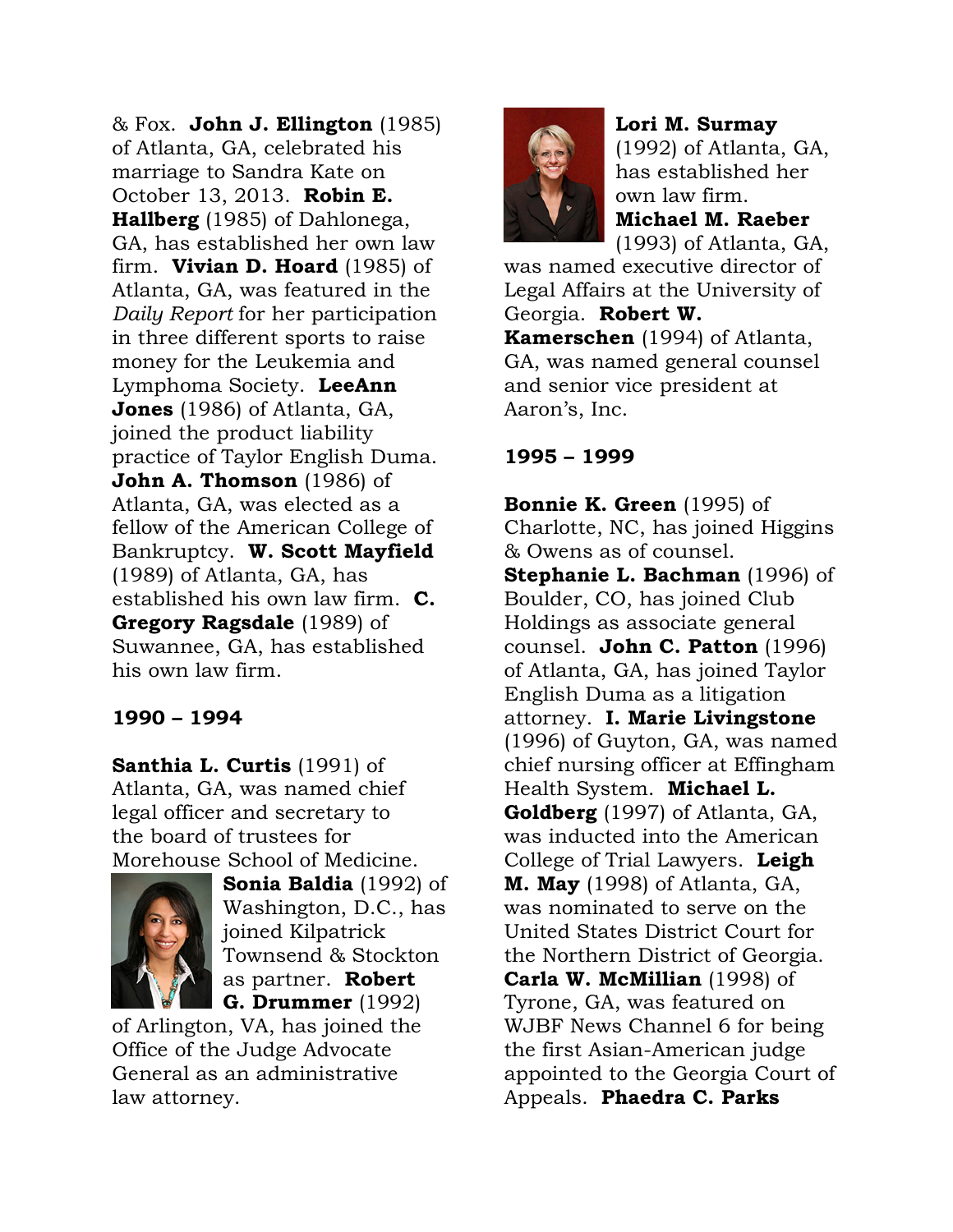& Fox. **John J. Ellington** (1985) of Atlanta, GA, celebrated his marriage to Sandra Kate on October 13, 2013. **Robin E. Hallberg** (1985) of Dahlonega, GA, has established her own law firm. **Vivian D. Hoard** (1985) of Atlanta, GA, was featured in the *Daily Report* for her participation in three different sports to raise money for the Leukemia and Lymphoma Society. **LeeAnn Jones** (1986) of Atlanta, GA, joined the product liability practice of Taylor English Duma. **John A. Thomson** (1986) of Atlanta, GA, was elected as a fellow of the American College of Bankruptcy. **W. Scott Mayfield** (1989) of Atlanta, GA, has established his own law firm. **C. Gregory Ragsdale** (1989) of Suwannee, GA, has established his own law firm.

## 1990 – 1994

**Santhia L. Curtis** (1991) of Atlanta, GA, was named chief legal officer and secretary to the board of trustees for Morehouse School of Medicine. **Sonia Baldia** (1992) of Washington, D.C., has joined Kilpatrick Townsend & Stockton as partner. **Robert G. Drummer** (1992) of Arlington, VA, has joined the Office of the Judge Advocate General as an administrative law attorney. **Lori M. Surmay** (1992) of Atlanta, GA, has established her own law firm. **Michael M. Raeber** (1993) of Atlanta, GA, was named executive director of Legal Affairs at the University of Georgia. **Robert W. Kamerschen** (1994) of Atlanta, GA, was named general counsel and senior vice president at Aaron's, Inc.

## 1995 – 1999

**Bonnie K. Green** (1995) of Charlotte, NC, has joined Higgins & Owens as of counsel. **Stephanie L. Bachman** (1996) of Boulder, CO, has joined Club Holdings as associate general counsel. **John C. Patton** (1996) of Atlanta, GA, has joined Taylor English Duma as a litigation attorney. **I. Marie Livingstone** (1996) of Guyton, GA, was named chief nursing officer at Effingham Health System. **Michael L. Goldberg** (1997) of Atlanta, GA, was inducted into the American College of Trial Lawyers. **Leigh M. May** (1998) of Atlanta, GA, was nominated to serve on the United States District Court for the Northern District of Georgia. **Carla W. McMillian** (1998) of Tyrone, GA, was featured on WJBF News Channel 6 for being the first Asian-American judge appointed to the Georgia Court of Appeals. **Phaedra C. Parks**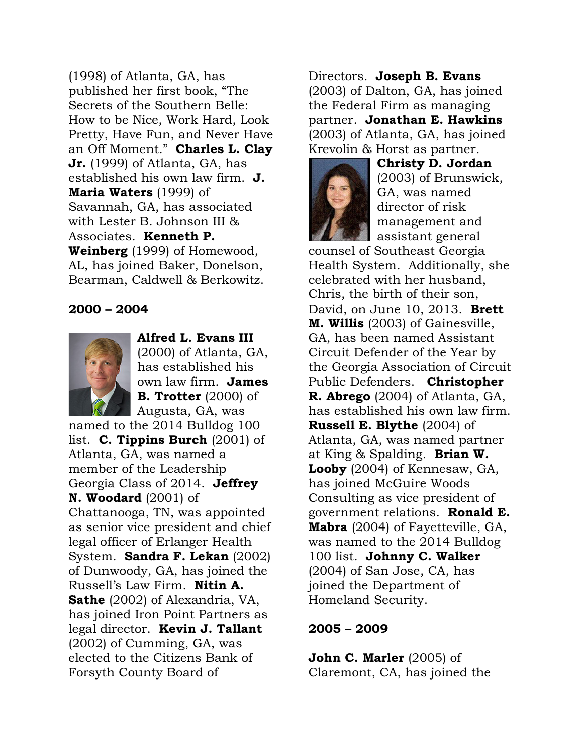(1998) of Atlanta, GA, has published her first book, "The Secrets of the Southern Belle: How to be Nice, Work Hard, Look Pretty, Have Fun, and Never Have an Off Moment." **Charles L. Clay Jr.** (1999) of Atlanta, GA, has established his own law firm. **J. Maria Waters** (1999) of Savannah, GA, has associated with Lester B. Johnson III & Associates. **Kenneth P. Weinberg** (1999) of Homewood, AL, has joined Baker, Donelson, Bearman, Caldwell & Berkowitz.

**2000 – 2004**

**Alfred L. Evans III** (2000) of Atlanta, GA, has established his own law firm. **James B. Trotter** (2000) of Augusta, GA, was named to the 2014 Bulldog 100 list. **C. Tippins Burch** (2001) of Atlanta, GA, was named a member of the Leadership Georgia Class of 2014. **Jeffrey N. Woodard** (2001) of Chattanooga, TN, was appointed as senior vice president and chief legal officer of Erlanger Health System. **Sandra F. Lekan** (2002) of Dunwoody, GA, has joined the Russell's Law Firm. **Nitin A. Sathe** (2002) of Alexandria, VA, has joined Iron Point Partners as legal director. **Kevin J. Tallant** (2002) of Cumming, GA, was elected to the Citizens Bank of Forsyth County Board of Directors. **Joseph B. Evans** (2003) of Dalton, GA, has joined the Federal Firm as managing partner. **Jonathan E. Hawkins** (2003) of Atlanta, GA, has joined Krevolin & Horst as partner. **Christy D. Jordan** (2003) of Brunswick, GA, was named director of risk management and assistant general counsel of Southeast Georgia Health System. Additionally, she celebrated with her husband, Chris, the birth of their son, David, on June 10, 2013. **Brett M. Willis** (2003) of Gainesville, GA, has been named Assistant Circuit Defender of the Year by the Georgia Association of Circuit Public Defenders. **Christopher R. Abrego** (2004) of Atlanta, GA, has established his own law firm. **Russell E. Blythe** (2004) of Atlanta, GA, was named partner at King & Spalding. **Brian W. Looby** (2004) of Kennesaw, GA, has joined McGuire Woods Consulting as vice president of government relations. **Ronald E. Mabra** (2004) of Fayetteville, GA, was named to the 2014 Bulldog 100 list. **Johnny C. Walker** (2004) of San Jose, CA, has joined the Department of Homeland Security.

**2005 – 2009**

**John C. Marler** (2005) of Claremont, CA, has joined the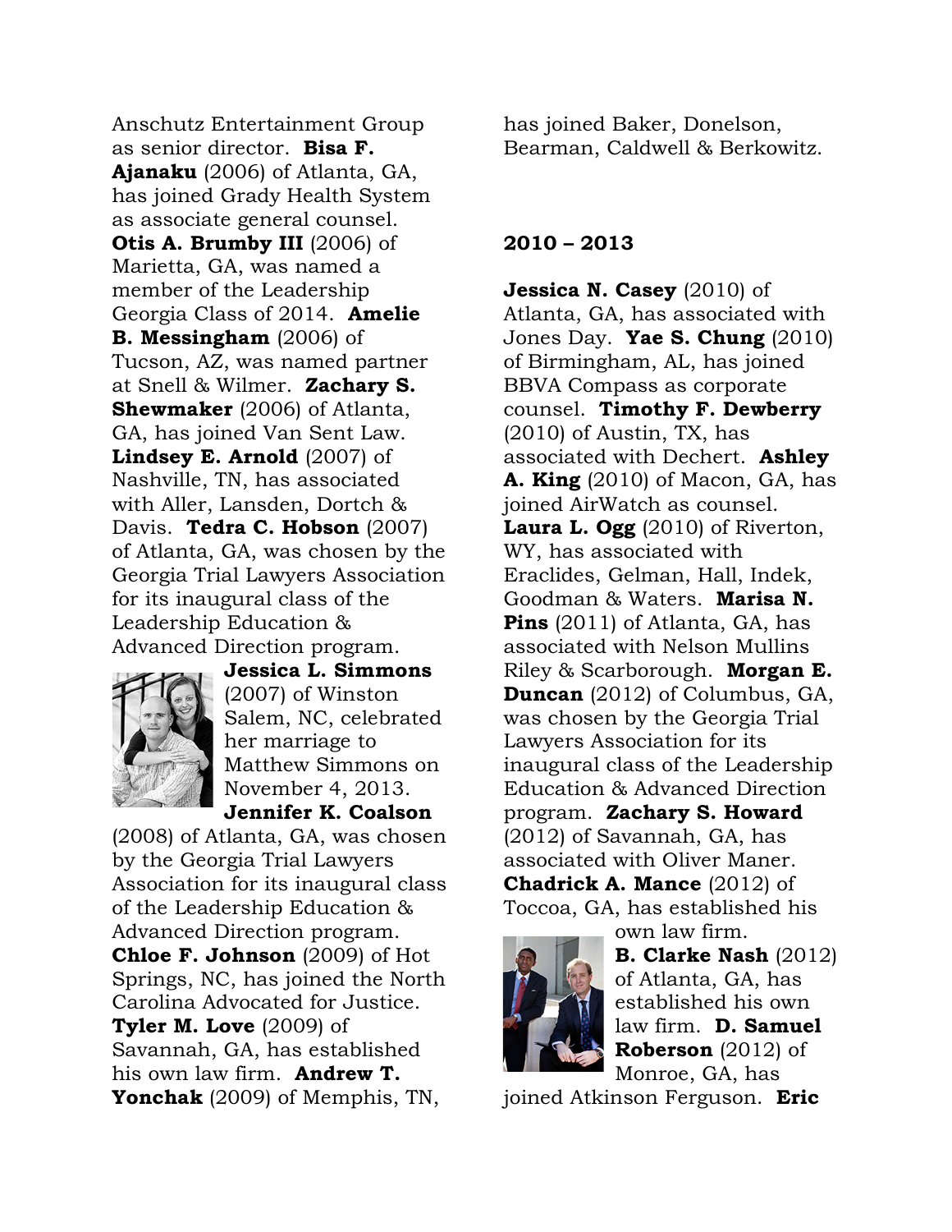Anschutz Entertainment Group as senior director. **Bisa F. Ajanaku** (2006) of Atlanta, GA, has joined Grady Health System as associate general counsel. **Otis A. Brumby III** (2006) of Marietta, GA, was named a member of the Leadership Georgia Class of 2014. **Amelie B. Messingham** (2006) of Tucson, AZ, was named partner at Snell & Wilmer. **Zachary S. Shewmaker** (2006) of Atlanta, GA, has joined Van Sent Law. **Lindsey E. Arnold** (2007) of Nashville, TN, has associated with Aller, Lansden, Dortch & Davis. **Tedra C. Hobson** (2007) of Atlanta, GA, was chosen by the Georgia Trial Lawyers Association for its inaugural class of the Leadership Education & Advanced Direction program. **Jessica L. Simmons** (2007) of Winston Salem, NC, celebrated her marriage to Matthew Simmons on November 4, 2013. **Jennifer K. Coalson** (2008) of Atlanta, GA, was chosen by the Georgia Trial Lawyers Association for its inaugural class of the Leadership Education & Advanced Direction program. **Chloe F. Johnson** (2009) of Hot Springs, NC, has joined the North Carolina Advocated for Justice. **Tyler M. Love** (2009) of Savannah, GA, has established his own law firm. **Andrew T. Yonchak** (2009) of Memphis, TN, has joined Baker, Donelson, Bearman, Caldwell & Berkowitz.

**2010 – 2013**

**Jessica N. Casey** (2010) of Atlanta, GA, has associated with Jones Day. **Yae S. Chung** (2010) of Birmingham, AL, has joined BBVA Compass as corporate counsel. **Timothy F. Dewberry** (2010) of Austin, TX, has associated with Dechert. **Ashley A. King** (2010) of Macon, GA, has joined AirWatch as counsel. **Laura L. Ogg** (2010) of Riverton, WY, has associated with Eraclides, Gelman, Hall, Indek, Goodman & Waters. **Marisa N. Pins** (2011) of Atlanta, GA, has associated with Nelson Mullins Riley & Scarborough. **Morgan E. Duncan** (2012) of Columbus, GA, was chosen by the Georgia Trial Lawyers Association for its inaugural class of the Leadership Education & Advanced Direction program. **Zachary S. Howard** (2012) of Savannah, GA, has associated with Oliver Maner. **Chadrick A. Mance** (2012) of Toccoa, GA, has established his own law firm. **B. Clarke Nash** (2012) of Atlanta, GA, has established his own law firm. **D. Samuel Roberson** (2012) of Monroe, GA, has joined Atkinson Ferguson. **Eric**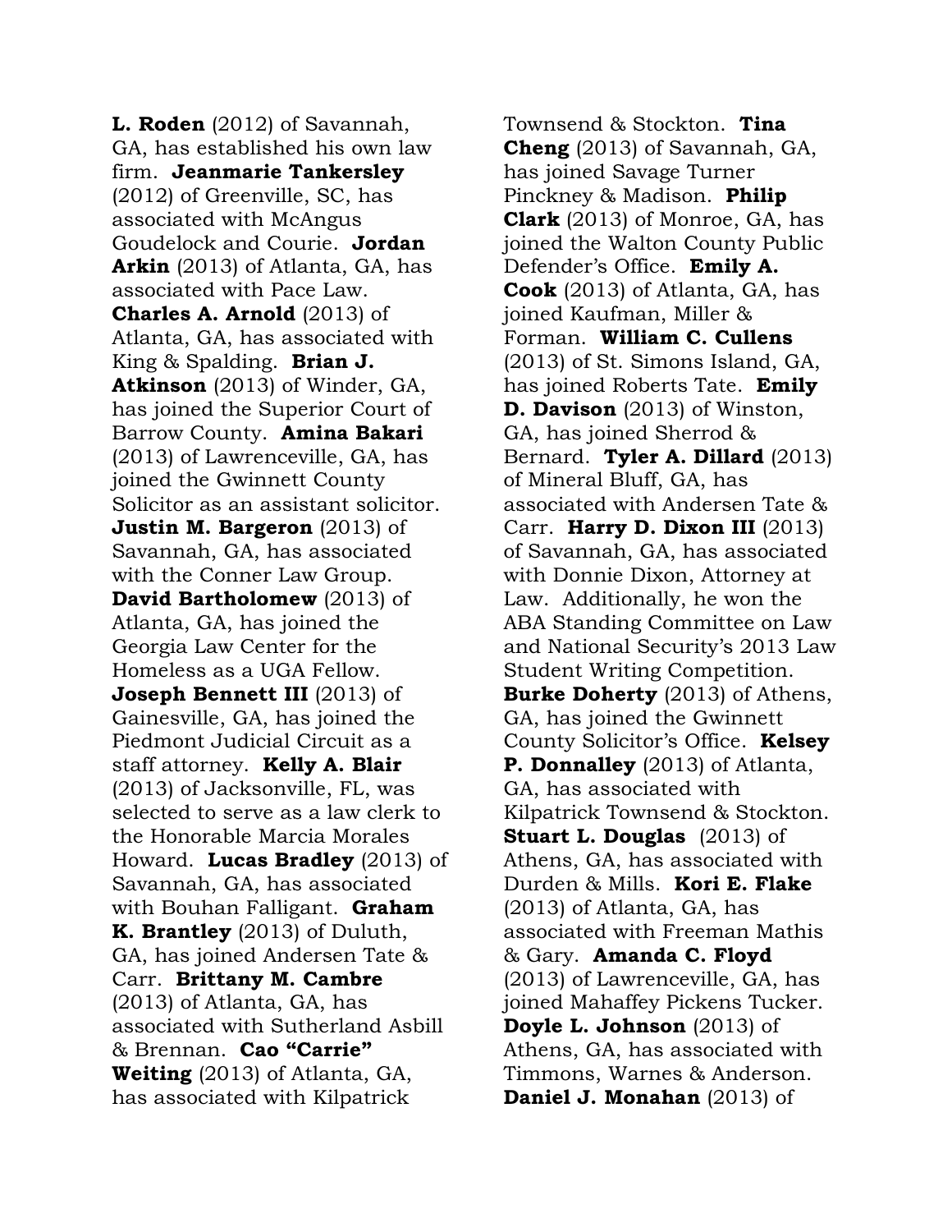**L. Roden** (2012) of Savannah, GA, has established his own law firm. **Jeanmarie Tankersley** (2012) of Greenville, SC, has associated with McAngus Goudelock and Courie. **Jordan Arkin** (2013) of Atlanta, GA, has associated with Pace Law. **Charles A. Arnold** (2013) of Atlanta, GA, has associated with King & Spalding. **Brian J. Atkinson** (2013) of Winder, GA, has joined the Superior Court of Barrow County. **Amina Bakari** (2013) of Lawrenceville, GA, has joined the Gwinnett County Solicitor as an assistant solicitor. **Justin M. Bargeron** (2013) of Savannah, GA, has associated with the Conner Law Group. **David Bartholomew** (2013) of Atlanta, GA, has joined the Georgia Law Center for the Homeless as a UGA Fellow. **Joseph Bennett III** (2013) of Gainesville, GA, has joined the Piedmont Judicial Circuit as a staff attorney. **Kelly A. Blair** (2013) of Jacksonville, FL, was selected to serve as a law clerk to the Honorable Marcia Morales Howard. **Lucas Bradley** (2013) of Savannah, GA, has associated with Bouhan Falligant. **Graham K. Brantley** (2013) of Duluth, GA, has joined Andersen Tate & Carr. **Brittany M. Cambre** (2013) of Atlanta, GA, has associated with Sutherland Asbill & Brennan. **Cao "Carrie" Weiting** (2013) of Atlanta, GA, has associated with Kilpatrick Townsend & Stockton. **Tina Cheng** (2013) of Savannah, GA, has joined Savage Turner Pinckney & Madison. **Philip Clark** (2013) of Monroe, GA, has joined the Walton County Public Defender's Office. **Emily A. Cook** (2013) of Atlanta, GA, has joined Kaufman, Miller & Forman. **William C. Cullens** (2013) of St. Simons Island, GA, has joined Roberts Tate. **Emily D. Davison** (2013) of Winston, GA, has joined Sherrod & Bernard. **Tyler A. Dillard** (2013) of Mineral Bluff, GA, has associated with Andersen Tate & Carr. **Harry D. Dixon III** (2013) of Savannah, GA, has associated with Donnie Dixon, Attorney at Law. Additionally, he won the ABA Standing Committee on Law and National Security's 2013 Law Student Writing Competition. **Burke Doherty** (2013) of Athens, GA, has joined the Gwinnett County Solicitor's Office. **Kelsey P. Donnalley** (2013) of Atlanta, GA, has associated with Kilpatrick Townsend & Stockton. **Stuart L. Douglas** (2013) of Athens, GA, has associated with Durden & Mills. **Kori E. Flake** (2013) of Atlanta, GA, has associated with Freeman Mathis & Gary. **Amanda C. Floyd** (2013) of Lawrenceville, GA, has joined Mahaffey Pickens Tucker. **Doyle L. Johnson** (2013) of Athens, GA, has associated with Timmons, Warnes & Anderson. **Daniel J. Monahan** (2013) of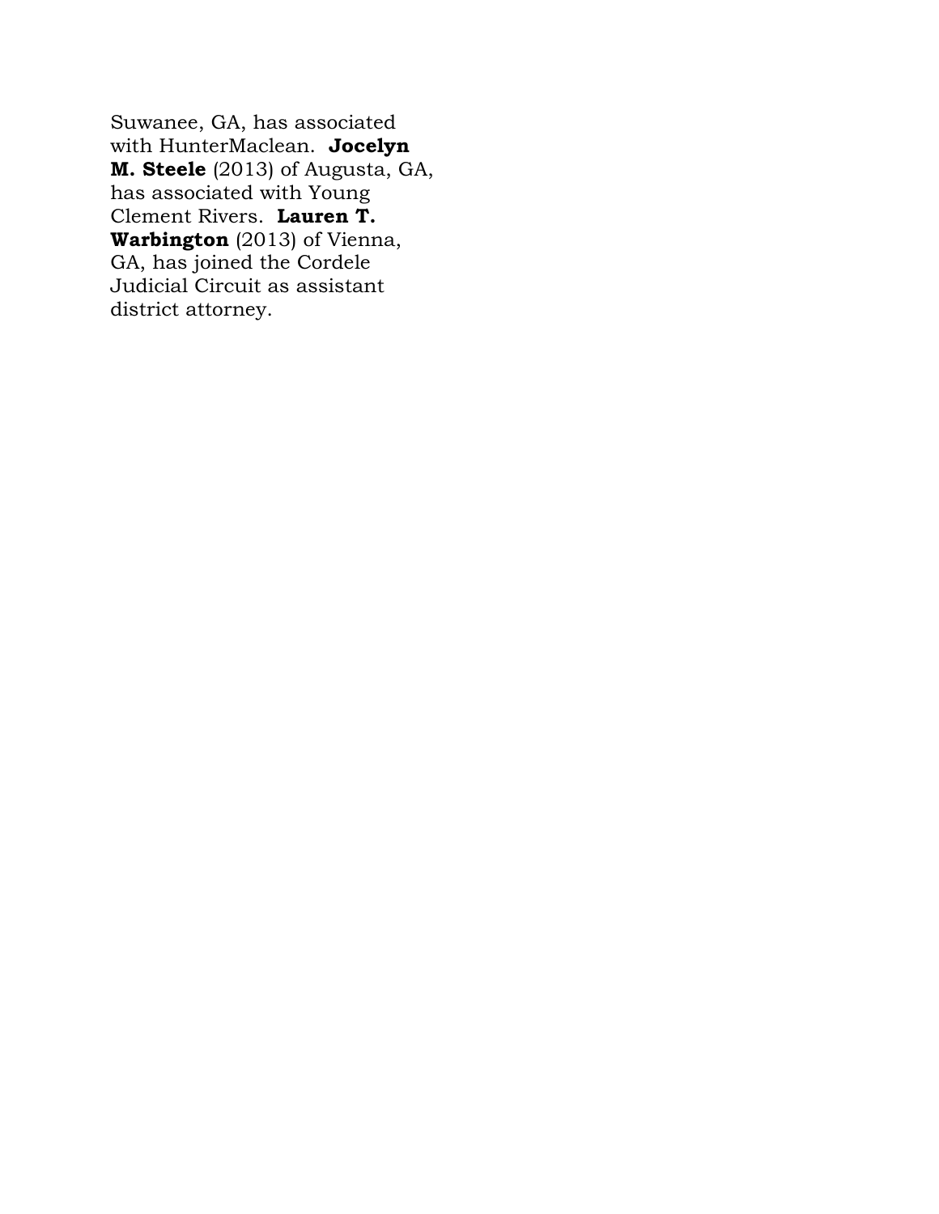Suwanee, GA, has associated with HunterMaclean. **Jocelyn M. Steele** (2013) of Augusta, GA, has associated with Young Clement Rivers. **Lauren T. Warbington** (2013) of Vienna, GA, has joined the Cordele Judicial Circuit as assistant district attorney.